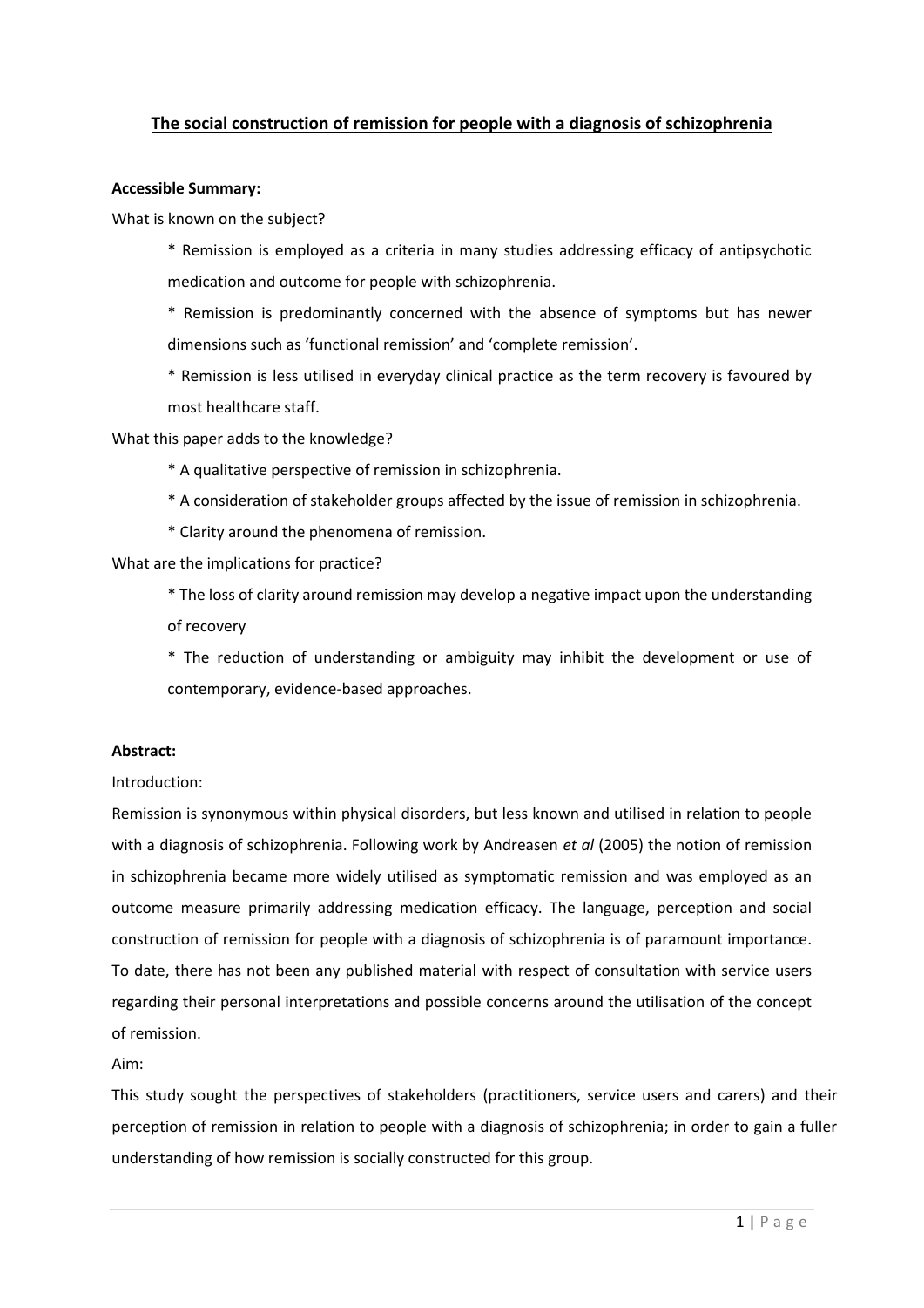# The social construction of remission for people with a diagnosis of schizophrenia

**Accessible Summary:**

What is known on the subject?

* Remission is employed as a criteria in many studies addressing efficacy of antipsychotic medication and outcome for people with schizophrenia.
* Remission is predominantly concerned with the absence of symptoms but has newer dimensions such as 'functional remission' and 'complete remission'.
* Remission is less utilised in everyday clinical practice as the term recovery is favoured by most healthcare staff.

What this paper adds to the knowledge?

* A qualitative perspective of remission in schizophrenia.
* A consideration of stakeholder groups affected by the issue of remission in schizophrenia.
* Clarity around the phenomena of remission.

What are the implications for practice?

* The loss of clarity around remission may develop a negative impact upon the understanding of recovery
* The reduction of understanding or ambiguity may inhibit the development or use of contemporary, evidence-based approaches.

**Abstract:**

Introduction:

Remission is synonymous within physical disorders, but less known and utilised in relation to people with a diagnosis of schizophrenia. Following work by Andreasen *et al* (2005) the notion of remission in schizophrenia became more widely utilised as symptomatic remission and was employed as an outcome measure primarily addressing medication efficacy. The language, perception and social construction of remission for people with a diagnosis of schizophrenia is of paramount importance. To date, there has not been any published material with respect of consultation with service users regarding their personal interpretations and possible concerns around the utilisation of the concept of remission.

Aim:

This study sought the perspectives of stakeholders (practitioners, service users and carers) and their perception of remission in relation to people with a diagnosis of schizophrenia; in order to gain a fuller understanding of how remission is socially constructed for this group.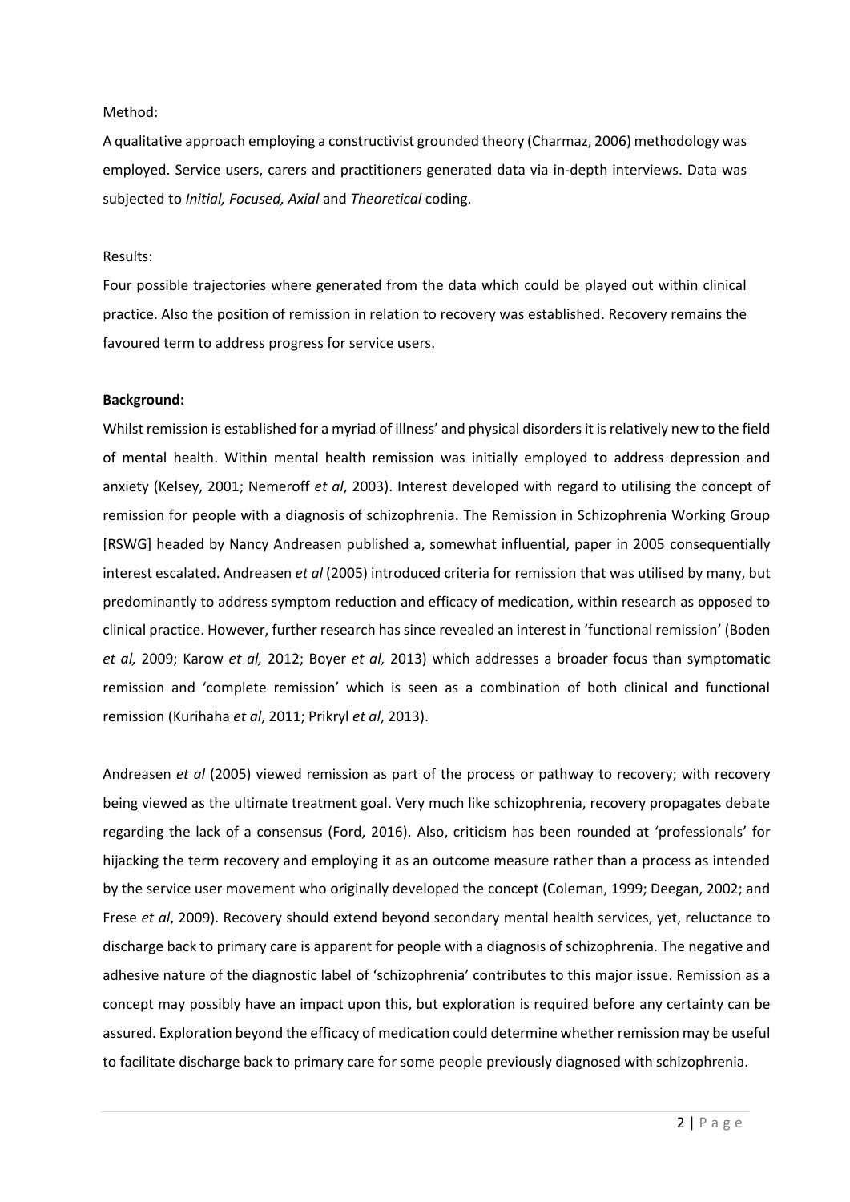Method:

A qualitative approach employing a constructivist grounded theory (Charmaz, 2006) methodology was employed. Service users, carers and practitioners generated data via in-depth interviews. Data was subjected to *Initial, Focused, Axial* and *Theoretical* coding.

Results:

Four possible trajectories where generated from the data which could be played out within clinical practice. Also the position of remission in relation to recovery was established. Recovery remains the favoured term to address progress for service users.

**Background:**

Whilst remission is established for a myriad of illness' and physical disorders it is relatively new to the field of mental health. Within mental health remission was initially employed to address depression and anxiety (Kelsey, 2001; Nemeroff *et al*, 2003). Interest developed with regard to utilising the concept of remission for people with a diagnosis of schizophrenia. The Remission in Schizophrenia Working Group [RSWG] headed by Nancy Andreasen published a, somewhat influential, paper in 2005 consequentially interest escalated. Andreasen *et al* (2005) introduced criteria for remission that was utilised by many, but predominantly to address symptom reduction and efficacy of medication, within research as opposed to clinical practice. However, further research has since revealed an interest in 'functional remission' (Boden *et al,* 2009; Karow *et al,* 2012; Boyer *et al,* 2013) which addresses a broader focus than symptomatic remission and 'complete remission' which is seen as a combination of both clinical and functional remission (Kurihaha *et al*, 2011; Prikryl *et al*, 2013).

Andreasen *et al* (2005) viewed remission as part of the process or pathway to recovery; with recovery being viewed as the ultimate treatment goal. Very much like schizophrenia, recovery propagates debate regarding the lack of a consensus (Ford, 2016). Also, criticism has been rounded at 'professionals' for hijacking the term recovery and employing it as an outcome measure rather than a process as intended by the service user movement who originally developed the concept (Coleman, 1999; Deegan, 2002; and Frese *et al*, 2009). Recovery should extend beyond secondary mental health services, yet, reluctance to discharge back to primary care is apparent for people with a diagnosis of schizophrenia. The negative and adhesive nature of the diagnostic label of 'schizophrenia' contributes to this major issue. Remission as a concept may possibly have an impact upon this, but exploration is required before any certainty can be assured. Exploration beyond the efficacy of medication could determine whether remission may be useful to facilitate discharge back to primary care for some people previously diagnosed with schizophrenia.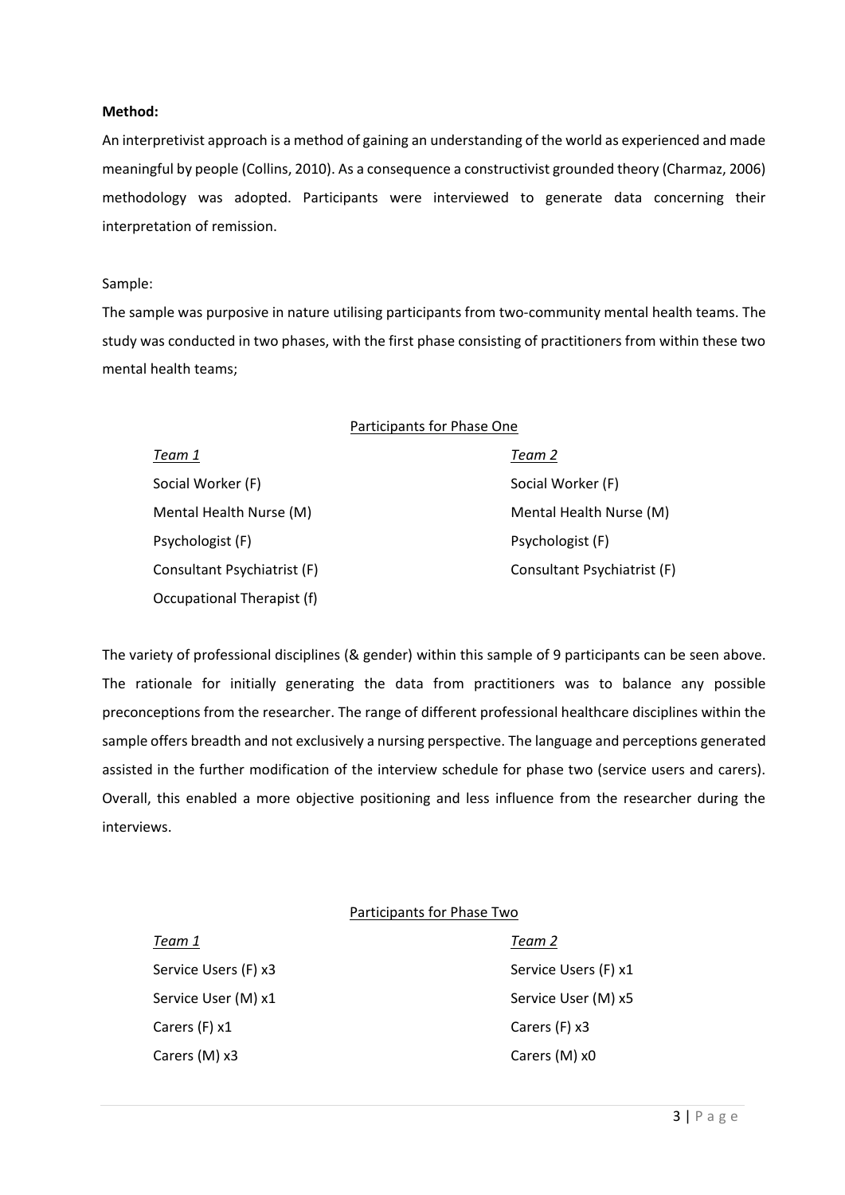**Method:**

An interpretivist approach is a method of gaining an understanding of the world as experienced and made meaningful by people (Collins, 2010). As a consequence a constructivist grounded theory (Charmaz, 2006) methodology was adopted. Participants were interviewed to generate data concerning their interpretation of remission.

Sample:

The sample was purposive in nature utilising participants from two-community mental health teams. The study was conducted in two phases, with the first phase consisting of practitioners from within these two mental health teams;

Participants for Phase One

| *Team 1* | *Team 2* |
|---|---|
| Social Worker (F) | Social Worker (F) |
| Mental Health Nurse (M) | Mental Health Nurse (M) |
| Psychologist (F) | Psychologist (F) |
| Consultant Psychiatrist (F) | Consultant Psychiatrist (F) |
| Occupational Therapist (f) | |

The variety of professional disciplines (& gender) within this sample of 9 participants can be seen above. The rationale for initially generating the data from practitioners was to balance any possible preconceptions from the researcher. The range of different professional healthcare disciplines within the sample offers breadth and not exclusively a nursing perspective. The language and perceptions generated assisted in the further modification of the interview schedule for phase two (service users and carers). Overall, this enabled a more objective positioning and less influence from the researcher during the interviews.

Participants for Phase Two

| *Team 1* | *Team 2* |
|---|---|
| Service Users (F) x3 | Service Users (F) x1 |
| Service User (M) x1 | Service User (M) x5 |
| Carers (F) x1 | Carers (F) x3 |
| Carers (M) x3 | Carers (M) x0 |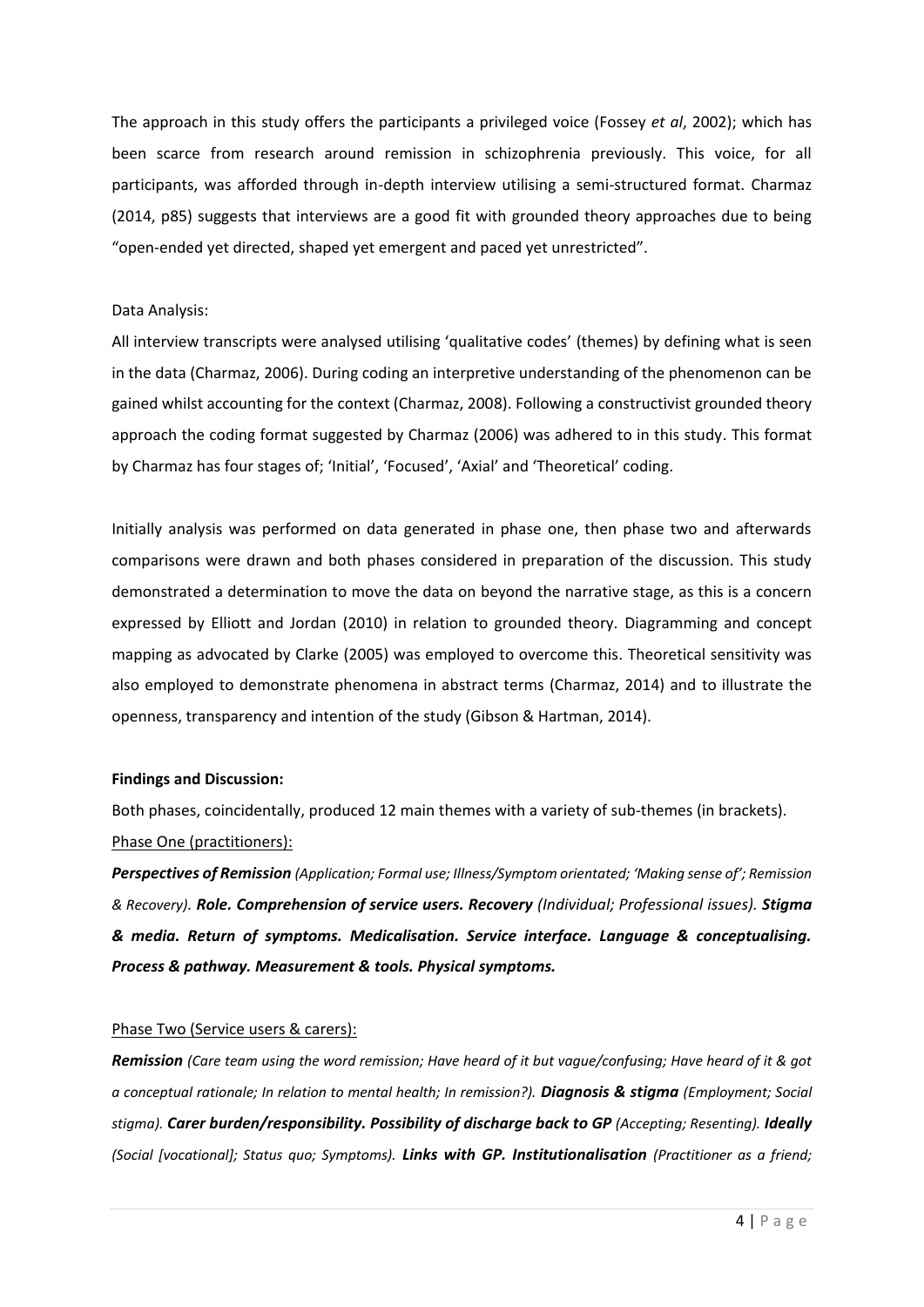The approach in this study offers the participants a privileged voice (Fossey *et al*, 2002); which has been scarce from research around remission in schizophrenia previously. This voice, for all participants, was afforded through in-depth interview utilising a semi-structured format. Charmaz (2014, p85) suggests that interviews are a good fit with grounded theory approaches due to being "open-ended yet directed, shaped yet emergent and paced yet unrestricted".

Data Analysis:

All interview transcripts were analysed utilising 'qualitative codes' (themes) by defining what is seen in the data (Charmaz, 2006). During coding an interpretive understanding of the phenomenon can be gained whilst accounting for the context (Charmaz, 2008). Following a constructivist grounded theory approach the coding format suggested by Charmaz (2006) was adhered to in this study. This format by Charmaz has four stages of; 'Initial', 'Focused', 'Axial' and 'Theoretical' coding.

Initially analysis was performed on data generated in phase one, then phase two and afterwards comparisons were drawn and both phases considered in preparation of the discussion. This study demonstrated a determination to move the data on beyond the narrative stage, as this is a concern expressed by Elliott and Jordan (2010) in relation to grounded theory. Diagramming and concept mapping as advocated by Clarke (2005) was employed to overcome this. Theoretical sensitivity was also employed to demonstrate phenomena in abstract terms (Charmaz, 2014) and to illustrate the openness, transparency and intention of the study (Gibson & Hartman, 2014).

**Findings and Discussion:**

Both phases, coincidentally, produced 12 main themes with a variety of sub-themes (in brackets).

Phase One (practitioners):

***Perspectives of Remission*** *(Application; Formal use; Illness/Symptom orientated; 'Making sense of'; Remission & Recovery).* ***Role. Comprehension of service users. Recovery*** *(Individual; Professional issues).* ***Stigma & media. Return of symptoms. Medicalisation. Service interface. Language & conceptualising. Process & pathway. Measurement & tools. Physical symptoms.***

Phase Two (Service users & carers):

***Remission*** *(Care team using the word remission; Have heard of it but vague/confusing; Have heard of it & got a conceptual rationale; In relation to mental health; In remission?).* ***Diagnosis & stigma*** *(Employment; Social stigma).* ***Carer burden/responsibility. Possibility of discharge back to GP*** *(Accepting; Resenting).* ***Ideally*** *(Social [vocational]; Status quo; Symptoms).* ***Links with GP. Institutionalisation*** *(Practitioner as a friend;*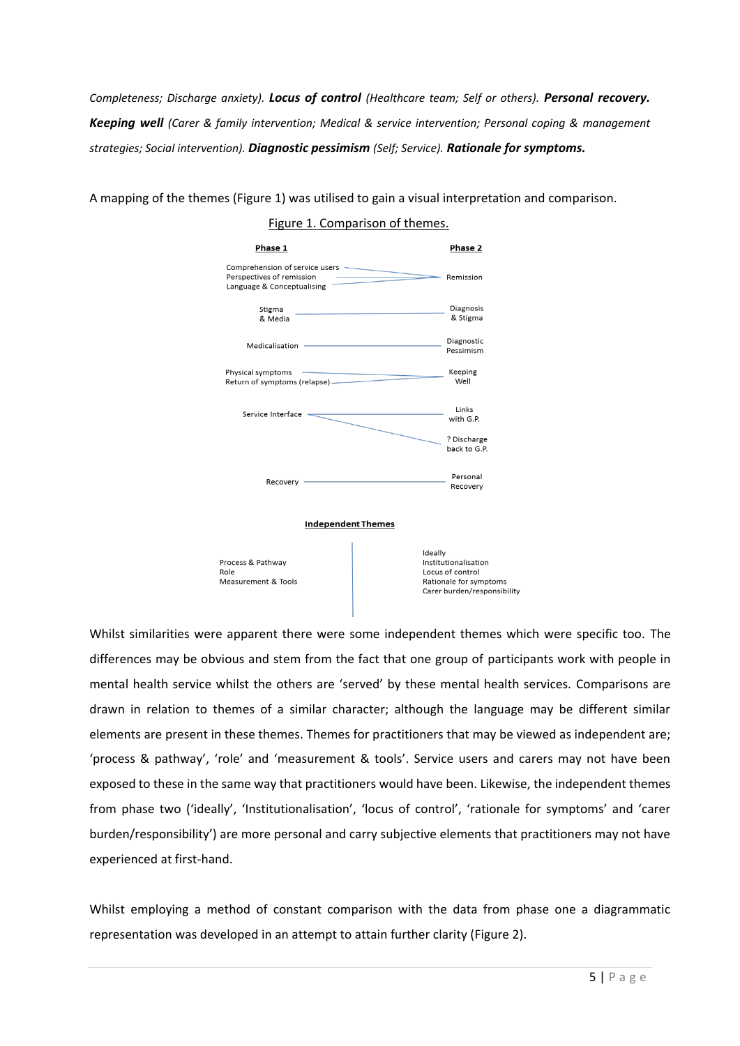*Completeness; Discharge anxiety).* ***Locus of control*** *(Healthcare team; Self or others).* ***Personal recovery. Keeping well*** *(Carer & family intervention; Medical & service intervention; Personal coping & management strategies; Social intervention).* ***Diagnostic pessimism*** *(Self; Service).* ***Rationale for symptoms.***

A mapping of the themes (Figure 1) was utilised to gain a visual interpretation and comparison.

Figure 1. Comparison of themes.

| Phase 1 | Phase 2 |
| --- | --- |
| Comprehension of service users; Perspectives of remission; Language & Conceptualising | Remission |
| Stigma & Media | Diagnosis & Stigma |
| Medicalisation | Diagnostic Pessimism |
| Physical symptoms; Return of symptoms (relapse) | Keeping Well |
| Service Interface | Links with G.P.; ? Discharge back to G.P. |
| Recovery | Personal Recovery |

**Independent Themes**

| Phase 1 | Phase 2 |
| --- | --- |
| Process & Pathway; Role; Measurement & Tools | Ideally; Institutionalisation; Locus of control; Rationale for symptoms; Carer burden/responsibility |

Whilst similarities were apparent there were some independent themes which were specific too. The differences may be obvious and stem from the fact that one group of participants work with people in mental health service whilst the others are 'served' by these mental health services. Comparisons are drawn in relation to themes of a similar character; although the language may be different similar elements are present in these themes. Themes for practitioners that may be viewed as independent are; 'process & pathway', 'role' and 'measurement & tools'. Service users and carers may not have been exposed to these in the same way that practitioners would have been. Likewise, the independent themes from phase two ('ideally', 'Institutionalisation', 'locus of control', 'rationale for symptoms' and 'carer burden/responsibility') are more personal and carry subjective elements that practitioners may not have experienced at first-hand.

Whilst employing a method of constant comparison with the data from phase one a diagrammatic representation was developed in an attempt to attain further clarity (Figure 2).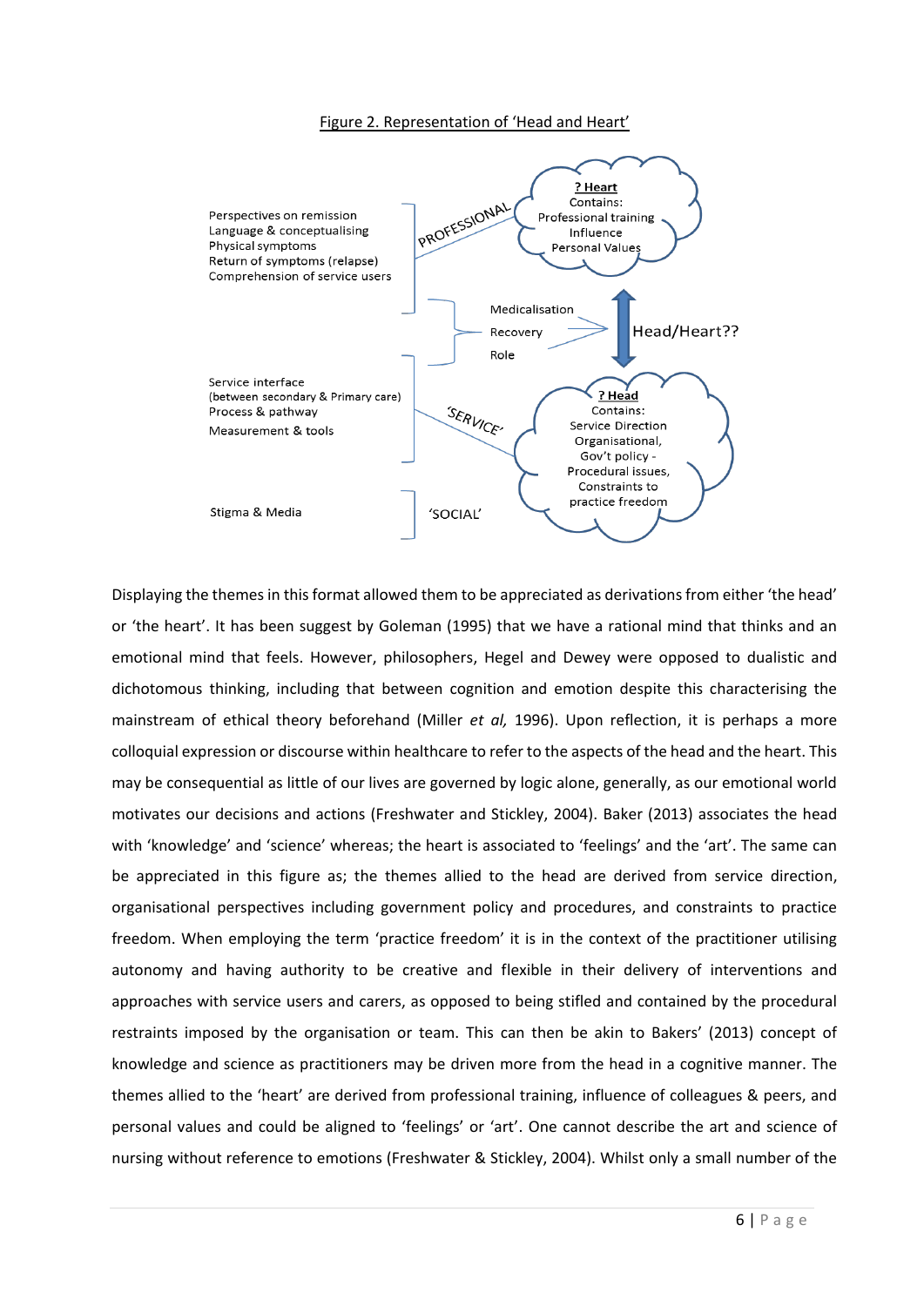Figure 2. Representation of 'Head and Heart'

Perspectives on remission
Language & conceptualising
Physical symptoms
Return of symptoms (relapse)
Comprehension of service users

PROFESSIONAL

**? Heart**
Contains:
Professional training
Influence
Personal Values

Medicalisation
Recovery
Role

Head/Heart??

Service interface
(between secondary & Primary care)
Process & pathway
Measurement & tools

'SERVICE'

**? Head**
Contains:
Service Direction
Organisational,
Gov't policy -
Procedural issues,
Constraints to
practice freedom

Stigma & Media

'SOCIAL'

Displaying the themes in this format allowed them to be appreciated as derivations from either 'the head' or 'the heart'. It has been suggest by Goleman (1995) that we have a rational mind that thinks and an emotional mind that feels. However, philosophers, Hegel and Dewey were opposed to dualistic and dichotomous thinking, including that between cognition and emotion despite this characterising the mainstream of ethical theory beforehand (Miller *et al,* 1996). Upon reflection, it is perhaps a more colloquial expression or discourse within healthcare to refer to the aspects of the head and the heart. This may be consequential as little of our lives are governed by logic alone, generally, as our emotional world motivates our decisions and actions (Freshwater and Stickley, 2004). Baker (2013) associates the head with 'knowledge' and 'science' whereas; the heart is associated to 'feelings' and the 'art'. The same can be appreciated in this figure as; the themes allied to the head are derived from service direction, organisational perspectives including government policy and procedures, and constraints to practice freedom. When employing the term 'practice freedom' it is in the context of the practitioner utilising autonomy and having authority to be creative and flexible in their delivery of interventions and approaches with service users and carers, as opposed to being stifled and contained by the procedural restraints imposed by the organisation or team. This can then be akin to Bakers' (2013) concept of knowledge and science as practitioners may be driven more from the head in a cognitive manner. The themes allied to the 'heart' are derived from professional training, influence of colleagues & peers, and personal values and could be aligned to 'feelings' or 'art'. One cannot describe the art and science of nursing without reference to emotions (Freshwater & Stickley, 2004). Whilst only a small number of the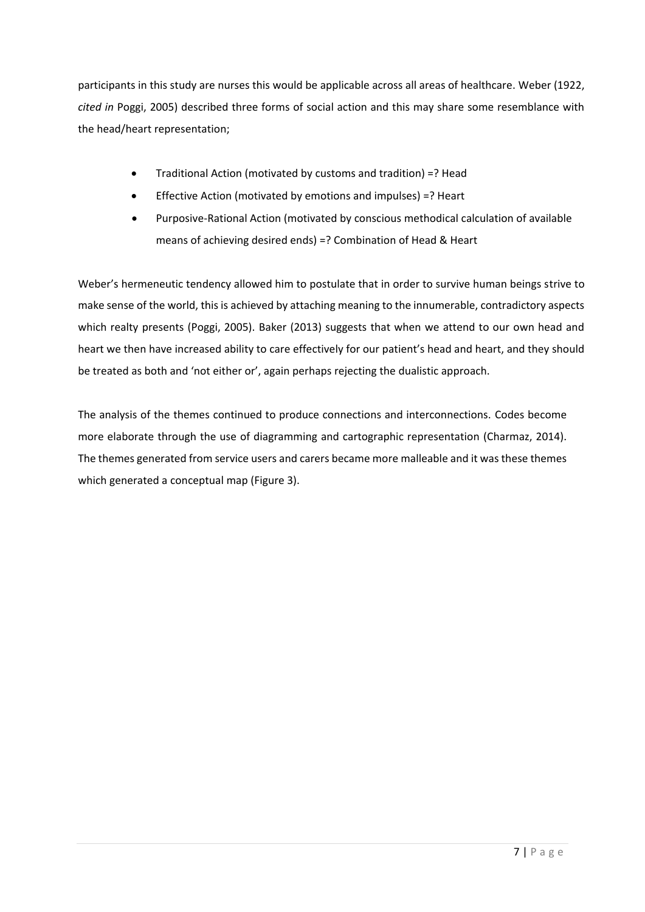participants in this study are nurses this would be applicable across all areas of healthcare. Weber (1922, *cited in* Poggi, 2005) described three forms of social action and this may share some resemblance with the head/heart representation;

- Traditional Action (motivated by customs and tradition) =? Head
- Effective Action (motivated by emotions and impulses) =? Heart
- Purposive-Rational Action (motivated by conscious methodical calculation of available means of achieving desired ends) =? Combination of Head & Heart

Weber's hermeneutic tendency allowed him to postulate that in order to survive human beings strive to make sense of the world, this is achieved by attaching meaning to the innumerable, contradictory aspects which realty presents (Poggi, 2005). Baker (2013) suggests that when we attend to our own head and heart we then have increased ability to care effectively for our patient's head and heart, and they should be treated as both and 'not either or', again perhaps rejecting the dualistic approach.

The analysis of the themes continued to produce connections and interconnections. Codes become more elaborate through the use of diagramming and cartographic representation (Charmaz, 2014). The themes generated from service users and carers became more malleable and it was these themes which generated a conceptual map (Figure 3).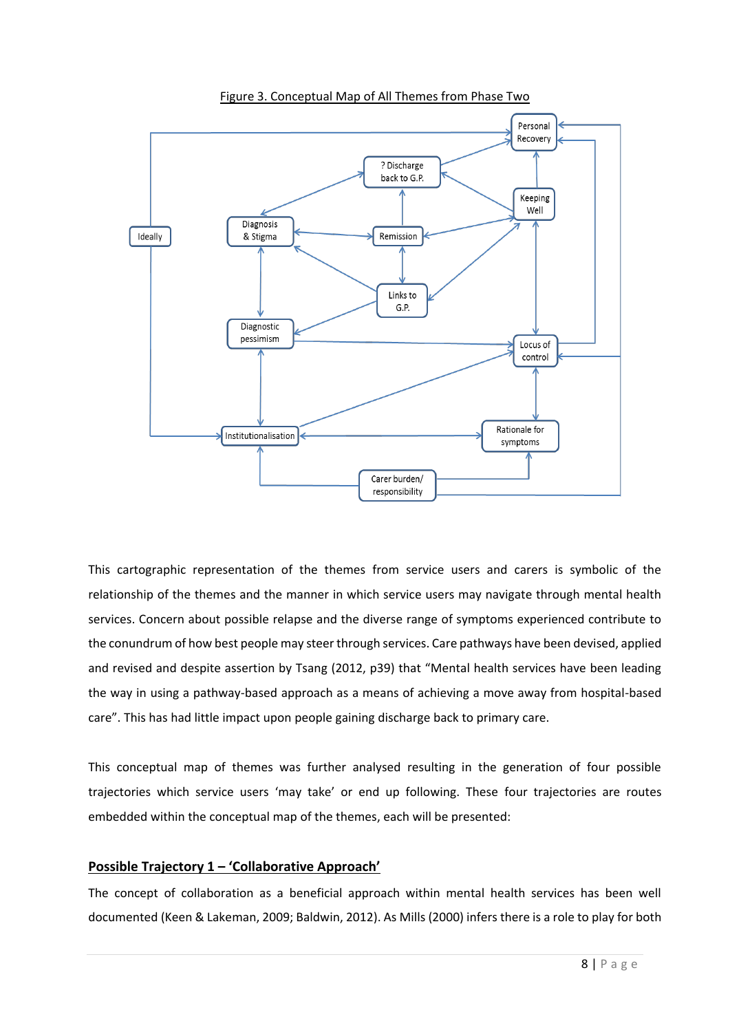Figure 3. Conceptual Map of All Themes from Phase Two

This cartographic representation of the themes from service users and carers is symbolic of the relationship of the themes and the manner in which service users may navigate through mental health services. Concern about possible relapse and the diverse range of symptoms experienced contribute to the conundrum of how best people may steer through services. Care pathways have been devised, applied and revised and despite assertion by Tsang (2012, p39) that "Mental health services have been leading the way in using a pathway-based approach as a means of achieving a move away from hospital-based care". This has had little impact upon people gaining discharge back to primary care.

This conceptual map of themes was further analysed resulting in the generation of four possible trajectories which service users 'may take' or end up following. These four trajectories are routes embedded within the conceptual map of the themes, each will be presented:

## Possible Trajectory 1 – 'Collaborative Approach'

The concept of collaboration as a beneficial approach within mental health services has been well documented (Keen & Lakeman, 2009; Baldwin, 2012). As Mills (2000) infers there is a role to play for both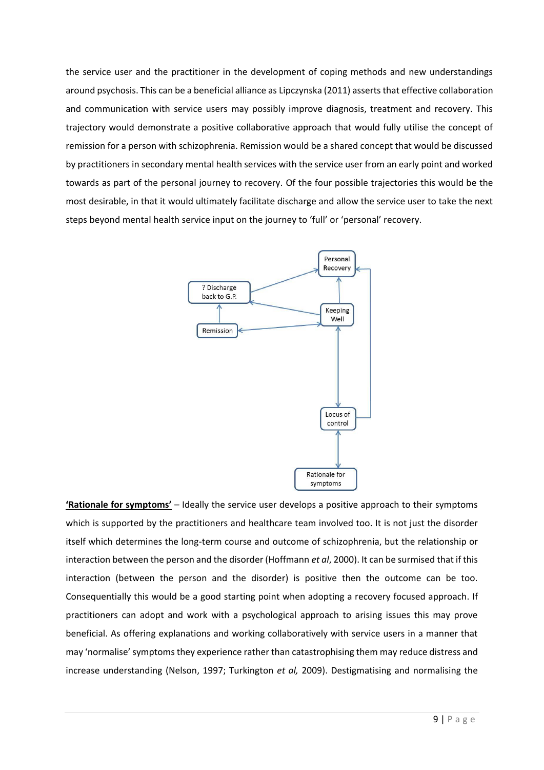the service user and the practitioner in the development of coping methods and new understandings around psychosis. This can be a beneficial alliance as Lipczynska (2011) asserts that effective collaboration and communication with service users may possibly improve diagnosis, treatment and recovery. This trajectory would demonstrate a positive collaborative approach that would fully utilise the concept of remission for a person with schizophrenia. Remission would be a shared concept that would be discussed by practitioners in secondary mental health services with the service user from an early point and worked towards as part of the personal journey to recovery. Of the four possible trajectories this would be the most desirable, in that it would ultimately facilitate discharge and allow the service user to take the next steps beyond mental health service input on the journey to 'full' or 'personal' recovery.

Personal Recovery

? Discharge back to G.P.

Keeping Well

Remission

Locus of control

Rationale for symptoms

**<u>'Rationale for symptoms'</u>** – Ideally the service user develops a positive approach to their symptoms which is supported by the practitioners and healthcare team involved too. It is not just the disorder itself which determines the long-term course and outcome of schizophrenia, but the relationship or interaction between the person and the disorder (Hoffmann *et al*, 2000). It can be surmised that if this interaction (between the person and the disorder) is positive then the outcome can be too. Consequentially this would be a good starting point when adopting a recovery focused approach. If practitioners can adopt and work with a psychological approach to arising issues this may prove beneficial. As offering explanations and working collaboratively with service users in a manner that may 'normalise' symptoms they experience rather than catastrophising them may reduce distress and increase understanding (Nelson, 1997; Turkington *et al,* 2009). Destigmatising and normalising the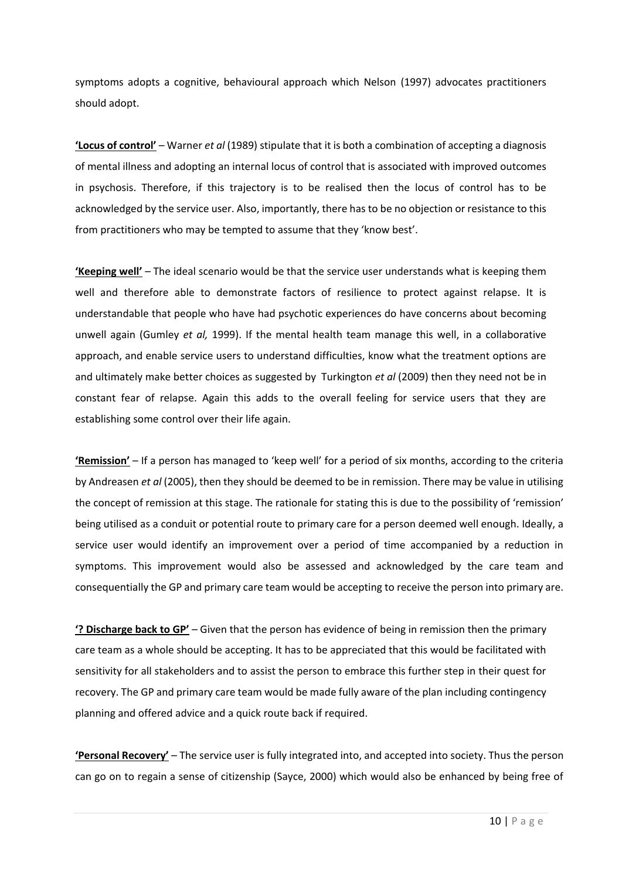symptoms adopts a cognitive, behavioural approach which Nelson (1997) advocates practitioners should adopt.

**'Locus of control'** – Warner *et al* (1989) stipulate that it is both a combination of accepting a diagnosis of mental illness and adopting an internal locus of control that is associated with improved outcomes in psychosis. Therefore, if this trajectory is to be realised then the locus of control has to be acknowledged by the service user. Also, importantly, there has to be no objection or resistance to this from practitioners who may be tempted to assume that they 'know best'.

**'Keeping well'** – The ideal scenario would be that the service user understands what is keeping them well and therefore able to demonstrate factors of resilience to protect against relapse. It is understandable that people who have had psychotic experiences do have concerns about becoming unwell again (Gumley *et al,* 1999). If the mental health team manage this well, in a collaborative approach, and enable service users to understand difficulties, know what the treatment options are and ultimately make better choices as suggested by Turkington *et al* (2009) then they need not be in constant fear of relapse. Again this adds to the overall feeling for service users that they are establishing some control over their life again.

**'Remission'** – If a person has managed to 'keep well' for a period of six months, according to the criteria by Andreasen *et al* (2005), then they should be deemed to be in remission. There may be value in utilising the concept of remission at this stage. The rationale for stating this is due to the possibility of 'remission' being utilised as a conduit or potential route to primary care for a person deemed well enough. Ideally, a service user would identify an improvement over a period of time accompanied by a reduction in symptoms. This improvement would also be assessed and acknowledged by the care team and consequentially the GP and primary care team would be accepting to receive the person into primary are.

**'? Discharge back to GP'** – Given that the person has evidence of being in remission then the primary care team as a whole should be accepting. It has to be appreciated that this would be facilitated with sensitivity for all stakeholders and to assist the person to embrace this further step in their quest for recovery. The GP and primary care team would be made fully aware of the plan including contingency planning and offered advice and a quick route back if required.

**'Personal Recovery'** – The service user is fully integrated into, and accepted into society. Thus the person can go on to regain a sense of citizenship (Sayce, 2000) which would also be enhanced by being free of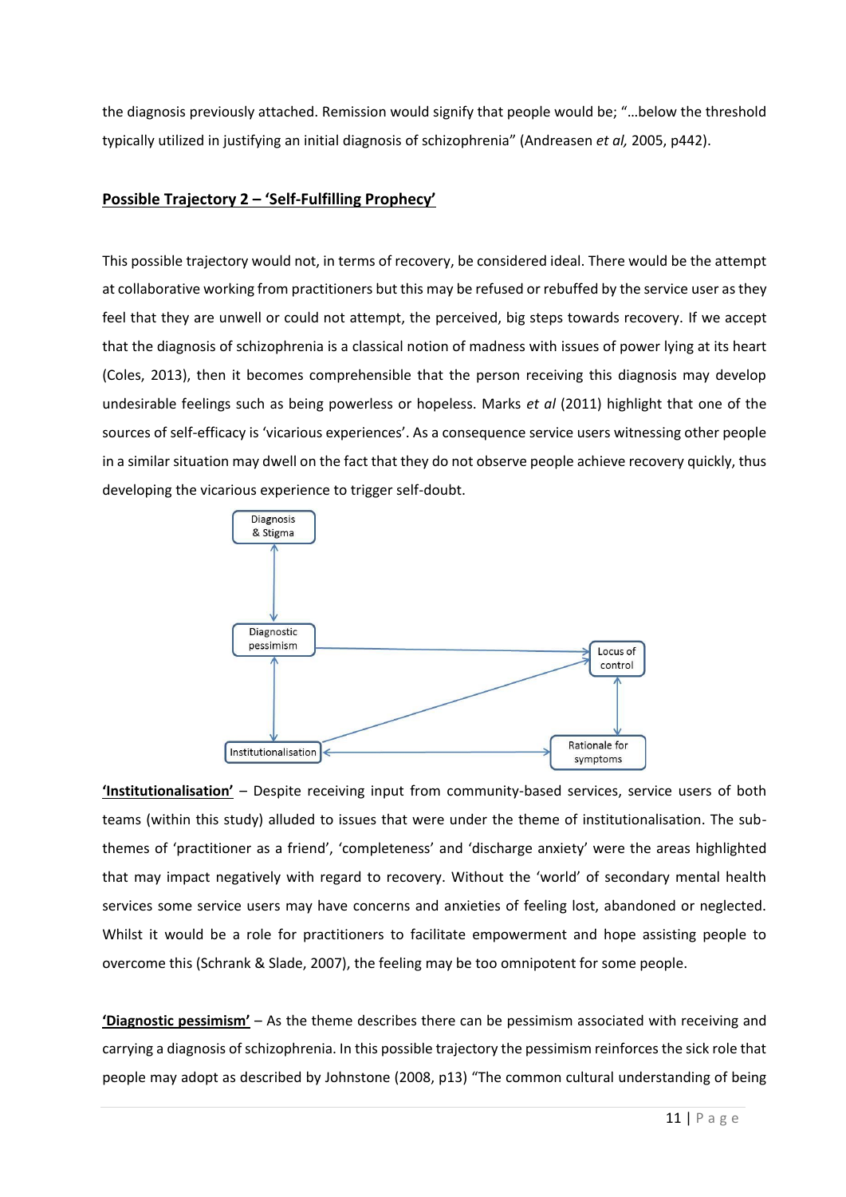the diagnosis previously attached. Remission would signify that people would be; "…below the threshold typically utilized in justifying an initial diagnosis of schizophrenia" (Andreasen *et al,* 2005, p442).

## Possible Trajectory 2 – 'Self-Fulfilling Prophecy'

This possible trajectory would not, in terms of recovery, be considered ideal. There would be the attempt at collaborative working from practitioners but this may be refused or rebuffed by the service user as they feel that they are unwell or could not attempt, the perceived, big steps towards recovery. If we accept that the diagnosis of schizophrenia is a classical notion of madness with issues of power lying at its heart (Coles, 2013), then it becomes comprehensible that the person receiving this diagnosis may develop undesirable feelings such as being powerless or hopeless. Marks *et al* (2011) highlight that one of the sources of self-efficacy is 'vicarious experiences'. As a consequence service users witnessing other people in a similar situation may dwell on the fact that they do not observe people achieve recovery quickly, thus developing the vicarious experience to trigger self-doubt.

**'Institutionalisation'** – Despite receiving input from community-based services, service users of both teams (within this study) alluded to issues that were under the theme of institutionalisation. The sub-themes of 'practitioner as a friend', 'completeness' and 'discharge anxiety' were the areas highlighted that may impact negatively with regard to recovery. Without the 'world' of secondary mental health services some service users may have concerns and anxieties of feeling lost, abandoned or neglected. Whilst it would be a role for practitioners to facilitate empowerment and hope assisting people to overcome this (Schrank & Slade, 2007), the feeling may be too omnipotent for some people.

**'Diagnostic pessimism'** – As the theme describes there can be pessimism associated with receiving and carrying a diagnosis of schizophrenia. In this possible trajectory the pessimism reinforces the sick role that people may adopt as described by Johnstone (2008, p13) "The common cultural understanding of being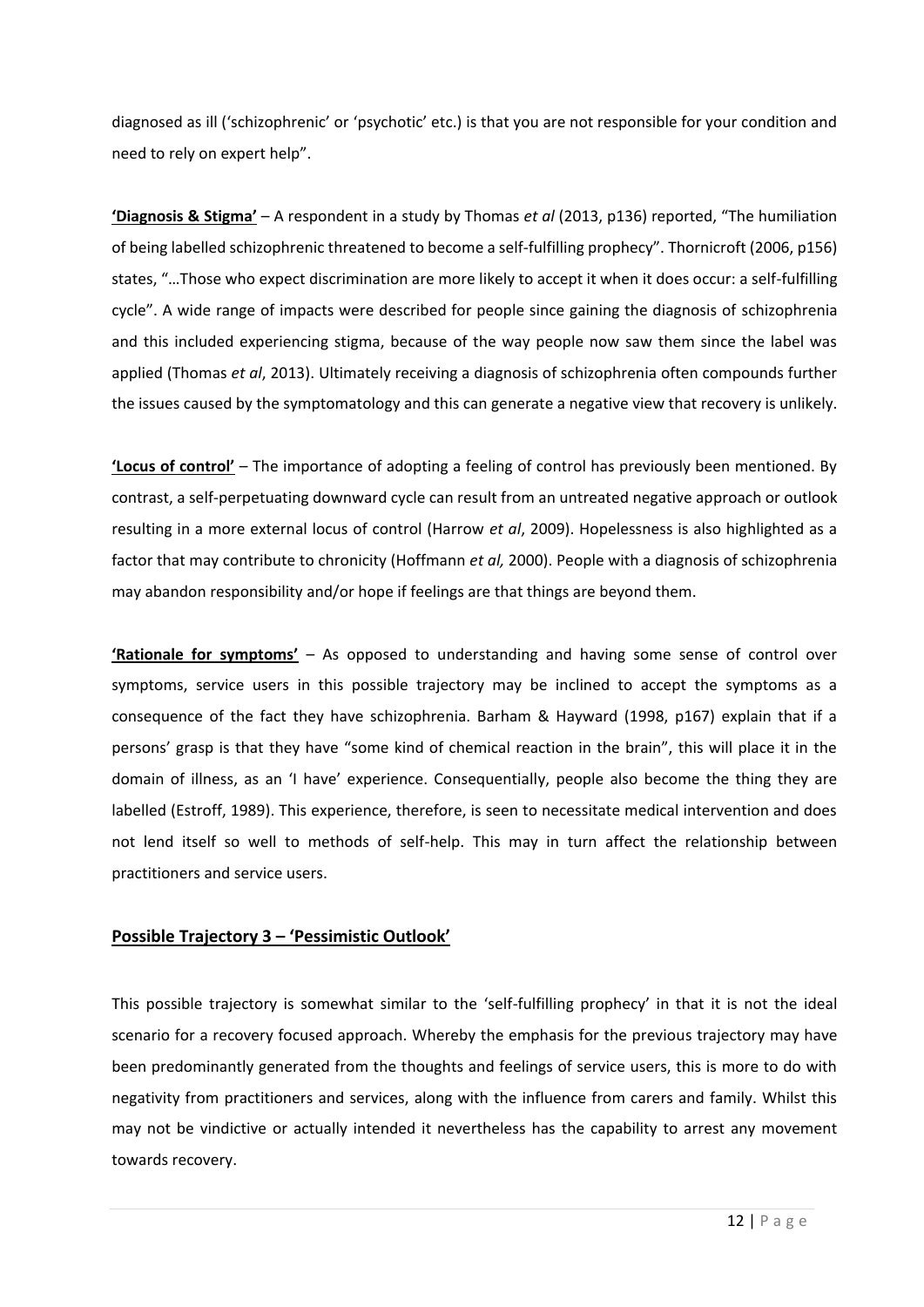diagnosed as ill ('schizophrenic' or 'psychotic' etc.) is that you are not responsible for your condition and need to rely on expert help".

**'Diagnosis & Stigma'** – A respondent in a study by Thomas *et al* (2013, p136) reported, "The humiliation of being labelled schizophrenic threatened to become a self-fulfilling prophecy". Thornicroft (2006, p156) states, "…Those who expect discrimination are more likely to accept it when it does occur: a self-fulfilling cycle". A wide range of impacts were described for people since gaining the diagnosis of schizophrenia and this included experiencing stigma, because of the way people now saw them since the label was applied (Thomas *et al*, 2013). Ultimately receiving a diagnosis of schizophrenia often compounds further the issues caused by the symptomatology and this can generate a negative view that recovery is unlikely.

**'Locus of control'** – The importance of adopting a feeling of control has previously been mentioned. By contrast, a self-perpetuating downward cycle can result from an untreated negative approach or outlook resulting in a more external locus of control (Harrow *et al*, 2009). Hopelessness is also highlighted as a factor that may contribute to chronicity (Hoffmann *et al,* 2000). People with a diagnosis of schizophrenia may abandon responsibility and/or hope if feelings are that things are beyond them.

**'Rationale for symptoms'** – As opposed to understanding and having some sense of control over symptoms, service users in this possible trajectory may be inclined to accept the symptoms as a consequence of the fact they have schizophrenia. Barham & Hayward (1998, p167) explain that if a persons' grasp is that they have "some kind of chemical reaction in the brain", this will place it in the domain of illness, as an 'I have' experience. Consequentially, people also become the thing they are labelled (Estroff, 1989). This experience, therefore, is seen to necessitate medical intervention and does not lend itself so well to methods of self-help. This may in turn affect the relationship between practitioners and service users.

## Possible Trajectory 3 – 'Pessimistic Outlook'

This possible trajectory is somewhat similar to the 'self-fulfilling prophecy' in that it is not the ideal scenario for a recovery focused approach. Whereby the emphasis for the previous trajectory may have been predominantly generated from the thoughts and feelings of service users, this is more to do with negativity from practitioners and services, along with the influence from carers and family. Whilst this may not be vindictive or actually intended it nevertheless has the capability to arrest any movement towards recovery.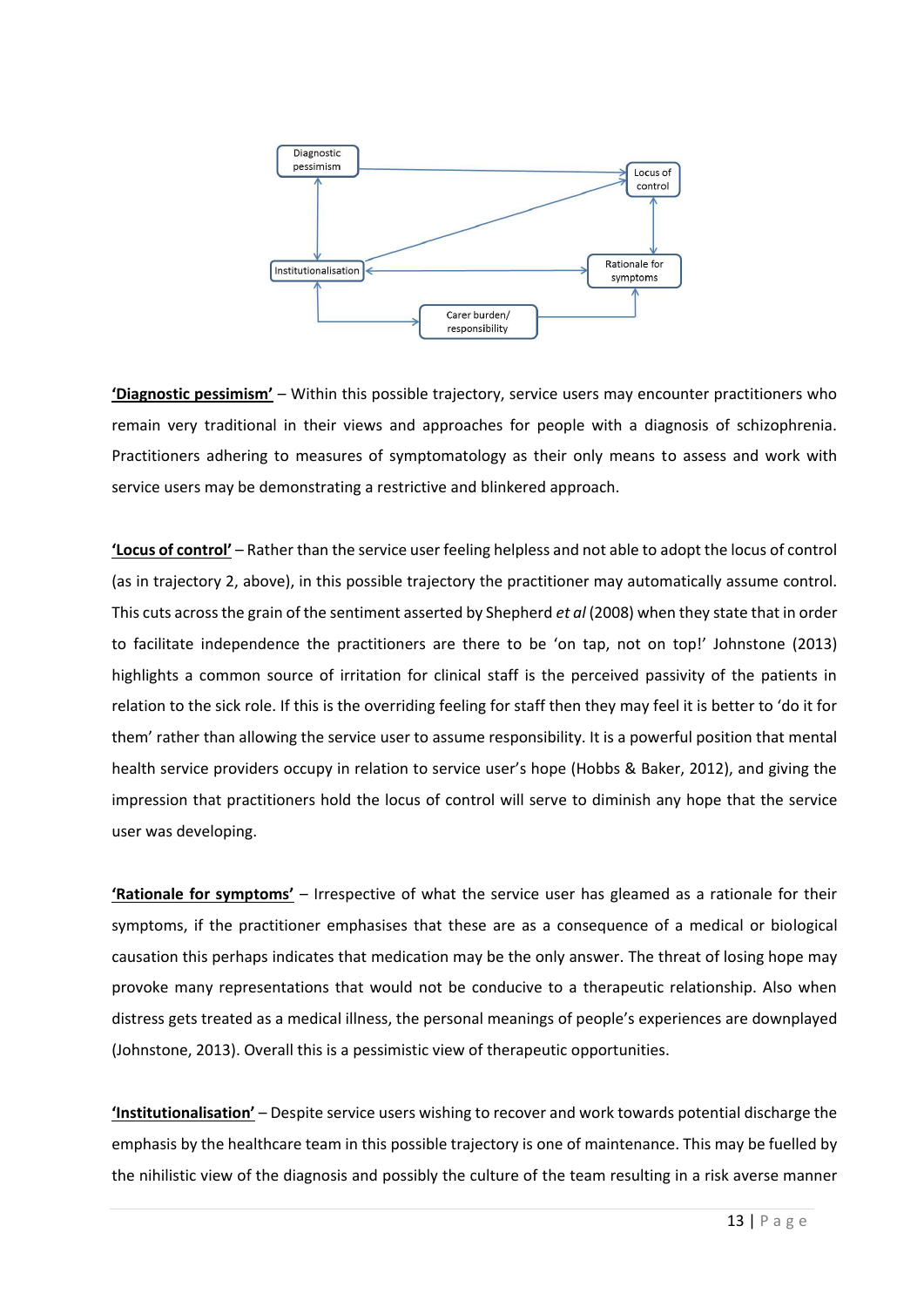'**Diagnostic pessimism**' – Within this possible trajectory, service users may encounter practitioners who remain very traditional in their views and approaches for people with a diagnosis of schizophrenia. Practitioners adhering to measures of symptomatology as their only means to assess and work with service users may be demonstrating a restrictive and blinkered approach.

'**Locus of control**' – Rather than the service user feeling helpless and not able to adopt the locus of control (as in trajectory 2, above), in this possible trajectory the practitioner may automatically assume control. This cuts across the grain of the sentiment asserted by Shepherd *et al* (2008) when they state that in order to facilitate independence the practitioners are there to be 'on tap, not on top!' Johnstone (2013) highlights a common source of irritation for clinical staff is the perceived passivity of the patients in relation to the sick role. If this is the overriding feeling for staff then they may feel it is better to 'do it for them' rather than allowing the service user to assume responsibility. It is a powerful position that mental health service providers occupy in relation to service user's hope (Hobbs & Baker, 2012), and giving the impression that practitioners hold the locus of control will serve to diminish any hope that the service user was developing.

'**Rationale for symptoms**' – Irrespective of what the service user has gleamed as a rationale for their symptoms, if the practitioner emphasises that these are as a consequence of a medical or biological causation this perhaps indicates that medication may be the only answer. The threat of losing hope may provoke many representations that would not be conducive to a therapeutic relationship. Also when distress gets treated as a medical illness, the personal meanings of people's experiences are downplayed (Johnstone, 2013). Overall this is a pessimistic view of therapeutic opportunities.

'**Institutionalisation**' – Despite service users wishing to recover and work towards potential discharge the emphasis by the healthcare team in this possible trajectory is one of maintenance. This may be fuelled by the nihilistic view of the diagnosis and possibly the culture of the team resulting in a risk averse manner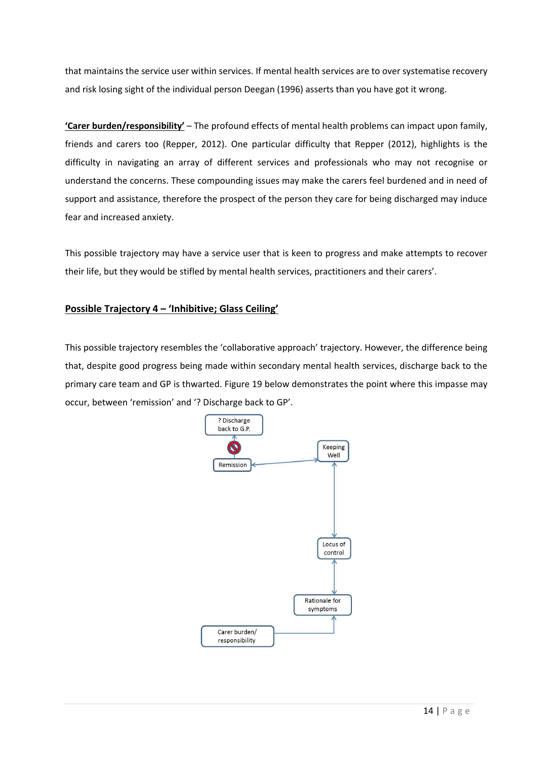that maintains the service user within services. If mental health services are to over systematise recovery and risk losing sight of the individual person Deegan (1996) asserts than you have got it wrong.

**'Carer burden/responsibility'** – The profound effects of mental health problems can impact upon family, friends and carers too (Repper, 2012). One particular difficulty that Repper (2012), highlights is the difficulty in navigating an array of different services and professionals who may not recognise or understand the concerns. These compounding issues may make the carers feel burdened and in need of support and assistance, therefore the prospect of the person they care for being discharged may induce fear and increased anxiety.

This possible trajectory may have a service user that is keen to progress and make attempts to recover their life, but they would be stifled by mental health services, practitioners and their carers'.

## Possible Trajectory 4 – 'Inhibitive; Glass Ceiling'

This possible trajectory resembles the 'collaborative approach' trajectory. However, the difference being that, despite good progress being made within secondary mental health services, discharge back to the primary care team and GP is thwarted. Figure 19 below demonstrates the point where this impasse may occur, between 'remission' and '? Discharge back to GP'.

? Discharge back to G.P.

Keeping Well

Remission

Locus of control

Rationale for symptoms

Carer burden/ responsibility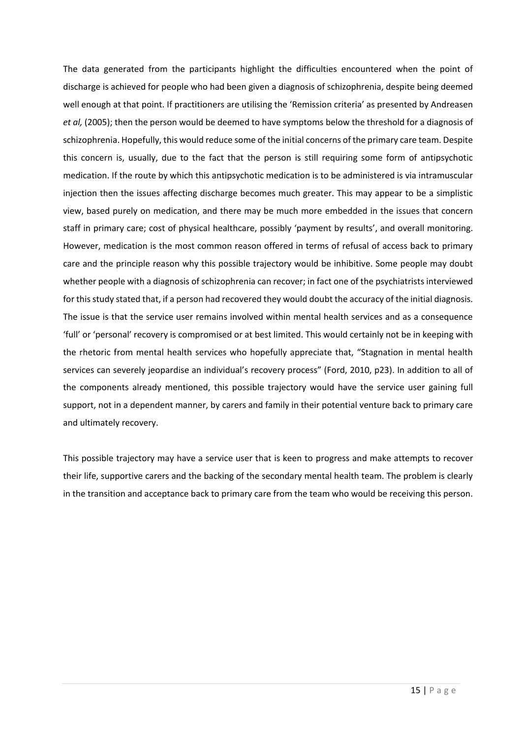The data generated from the participants highlight the difficulties encountered when the point of discharge is achieved for people who had been given a diagnosis of schizophrenia, despite being deemed well enough at that point. If practitioners are utilising the 'Remission criteria' as presented by Andreasen *et al,* (2005); then the person would be deemed to have symptoms below the threshold for a diagnosis of schizophrenia. Hopefully, this would reduce some of the initial concerns of the primary care team. Despite this concern is, usually, due to the fact that the person is still requiring some form of antipsychotic medication. If the route by which this antipsychotic medication is to be administered is via intramuscular injection then the issues affecting discharge becomes much greater. This may appear to be a simplistic view, based purely on medication, and there may be much more embedded in the issues that concern staff in primary care; cost of physical healthcare, possibly 'payment by results', and overall monitoring. However, medication is the most common reason offered in terms of refusal of access back to primary care and the principle reason why this possible trajectory would be inhibitive. Some people may doubt whether people with a diagnosis of schizophrenia can recover; in fact one of the psychiatrists interviewed for this study stated that, if a person had recovered they would doubt the accuracy of the initial diagnosis. The issue is that the service user remains involved within mental health services and as a consequence 'full' or 'personal' recovery is compromised or at best limited. This would certainly not be in keeping with the rhetoric from mental health services who hopefully appreciate that, "Stagnation in mental health services can severely jeopardise an individual's recovery process" (Ford, 2010, p23). In addition to all of the components already mentioned, this possible trajectory would have the service user gaining full support, not in a dependent manner, by carers and family in their potential venture back to primary care and ultimately recovery.

This possible trajectory may have a service user that is keen to progress and make attempts to recover their life, supportive carers and the backing of the secondary mental health team. The problem is clearly in the transition and acceptance back to primary care from the team who would be receiving this person.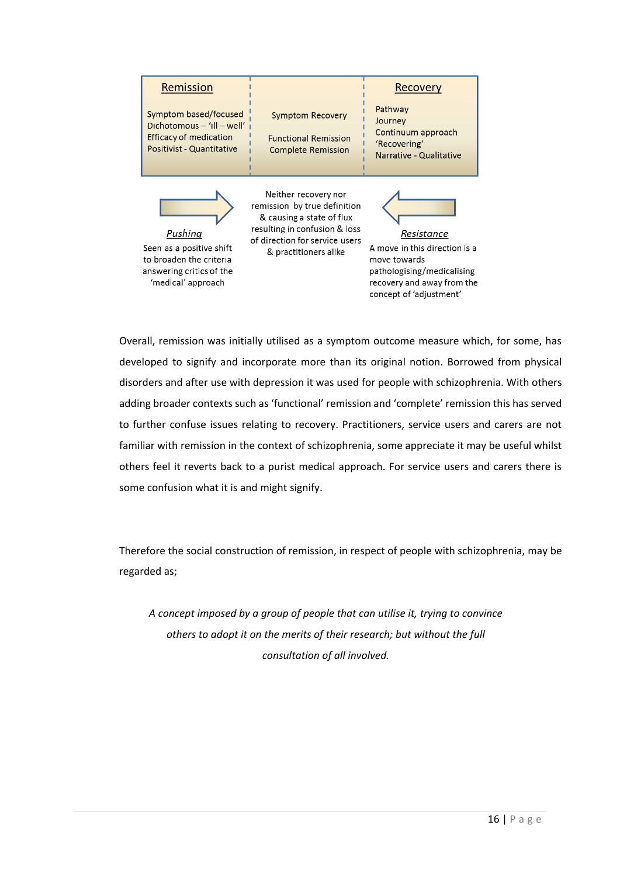| Remission | | Recovery |
|---|---|---|
| Symptom based/focused<br>Dichotomous – 'ill – well'<br>Efficacy of medication<br>Positivist - Quantitative | Symptom Recovery<br><br>Functional Remission<br>Complete Remission | Pathway<br>Journey<br>Continuum approach<br>'Recovering'<br>Narrative - Qualitative |

| *Pushing* | | *Resistance* |
|---|---|---|
| Seen as a positive shift to broaden the criteria answering critics of the 'medical' approach | Neither recovery nor remission by true definition & causing a state of flux resulting in confusion & loss of direction for service users & practitioners alike | A move in this direction is a move towards pathologising/medicalising recovery and away from the concept of 'adjustment' |

Overall, remission was initially utilised as a symptom outcome measure which, for some, has developed to signify and incorporate more than its original notion. Borrowed from physical disorders and after use with depression it was used for people with schizophrenia. With others adding broader contexts such as 'functional' remission and 'complete' remission this has served to further confuse issues relating to recovery. Practitioners, service users and carers are not familiar with remission in the context of schizophrenia, some appreciate it may be useful whilst others feel it reverts back to a purist medical approach. For service users and carers there is some confusion what it is and might signify.

Therefore the social construction of remission, in respect of people with schizophrenia, may be regarded as;

*A concept imposed by a group of people that can utilise it, trying to convince others to adopt it on the merits of their research; but without the full consultation of all involved.*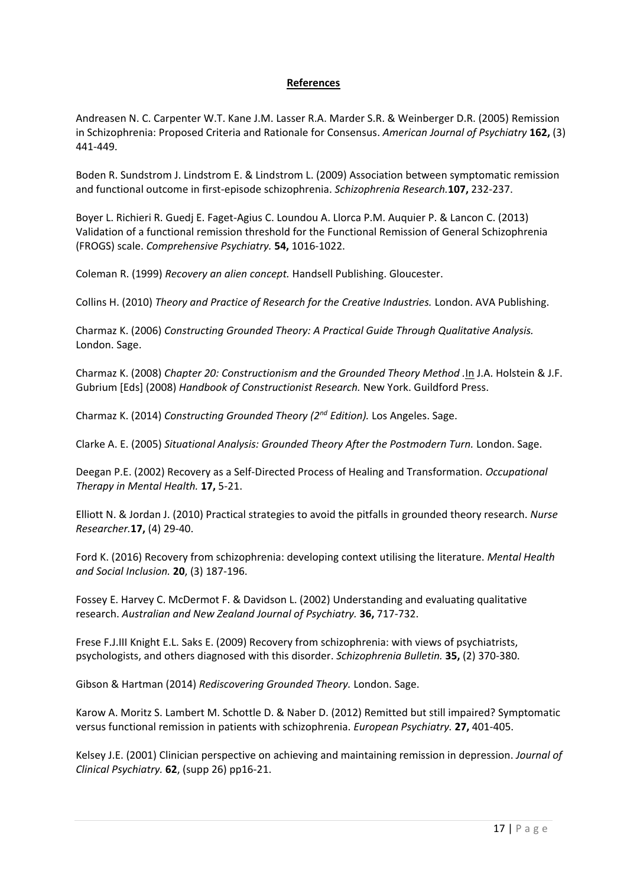**References**

Andreasen N. C. Carpenter W.T. Kane J.M. Lasser R.A. Marder S.R. & Weinberger D.R. (2005) Remission in Schizophrenia: Proposed Criteria and Rationale for Consensus. *American Journal of Psychiatry* **162,** (3) 441-449.

Boden R. Sundstrom J. Lindstrom E. & Lindstrom L. (2009) Association between symptomatic remission and functional outcome in first-episode schizophrenia. *Schizophrenia Research.***107,** 232-237.

Boyer L. Richieri R. Guedj E. Faget-Agius C. Loundou A. Llorca P.M. Auquier P. & Lancon C. (2013) Validation of a functional remission threshold for the Functional Remission of General Schizophrenia (FROGS) scale. *Comprehensive Psychiatry.* **54,** 1016-1022.

Coleman R. (1999) *Recovery an alien concept.* Handsell Publishing. Gloucester.

Collins H. (2010) *Theory and Practice of Research for the Creative Industries.* London. AVA Publishing.

Charmaz K. (2006) *Constructing Grounded Theory: A Practical Guide Through Qualitative Analysis.* London. Sage.

Charmaz K. (2008) *Chapter 20: Constructionism and the Grounded Theory Method* .<u>In</u> J.A. Holstein & J.F. Gubrium [Eds] (2008) *Handbook of Constructionist Research.* New York. Guildford Press.

Charmaz K. (2014) *Constructing Grounded Theory (2nd Edition).* Los Angeles. Sage.

Clarke A. E. (2005) *Situational Analysis: Grounded Theory After the Postmodern Turn.* London. Sage.

Deegan P.E. (2002) Recovery as a Self-Directed Process of Healing and Transformation. *Occupational Therapy in Mental Health.* **17,** 5-21.

Elliott N. & Jordan J. (2010) Practical strategies to avoid the pitfalls in grounded theory research. *Nurse Researcher.***17,** (4) 29-40.

Ford K. (2016) Recovery from schizophrenia: developing context utilising the literature. *Mental Health and Social Inclusion.* **20**, (3) 187-196.

Fossey E. Harvey C. McDermot F. & Davidson L. (2002) Understanding and evaluating qualitative research. *Australian and New Zealand Journal of Psychiatry.* **36,** 717-732.

Frese F.J.III Knight E.L. Saks E. (2009) Recovery from schizophrenia: with views of psychiatrists, psychologists, and others diagnosed with this disorder. *Schizophrenia Bulletin.* **35,** (2) 370-380.

Gibson & Hartman (2014) *Rediscovering Grounded Theory.* London. Sage.

Karow A. Moritz S. Lambert M. Schottle D. & Naber D. (2012) Remitted but still impaired? Symptomatic versus functional remission in patients with schizophrenia. *European Psychiatry.* **27,** 401-405.

Kelsey J.E. (2001) Clinician perspective on achieving and maintaining remission in depression. *Journal of Clinical Psychiatry.* **62**, (supp 26) pp16-21.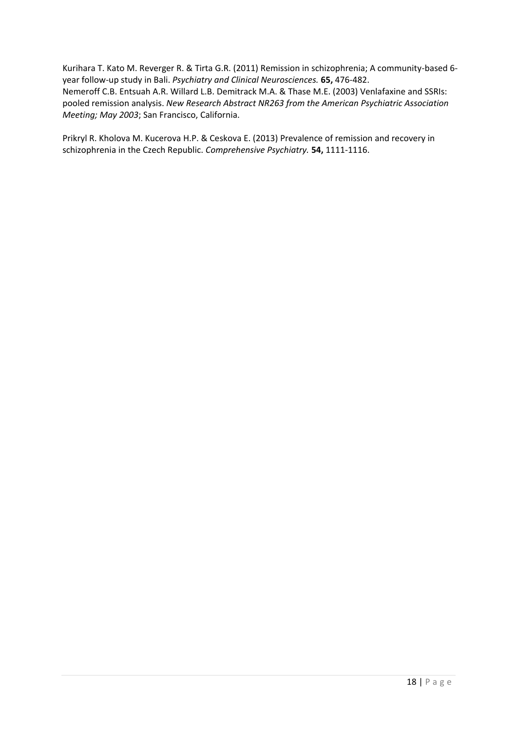Kurihara T. Kato M. Reverger R. & Tirta G.R. (2011) Remission in schizophrenia; A community-based 6-year follow-up study in Bali. *Psychiatry and Clinical Neurosciences.* **65,** 476-482.

Nemeroff C.B. Entsuah A.R. Willard L.B. Demitrack M.A. & Thase M.E. (2003) Venlafaxine and SSRIs: pooled remission analysis. *New Research Abstract NR263 from the American Psychiatric Association Meeting; May 2003*; San Francisco, California.

Prikryl R. Kholova M. Kucerova H.P. & Ceskova E. (2013) Prevalence of remission and recovery in schizophrenia in the Czech Republic. *Comprehensive Psychiatry.* **54,** 1111-1116.